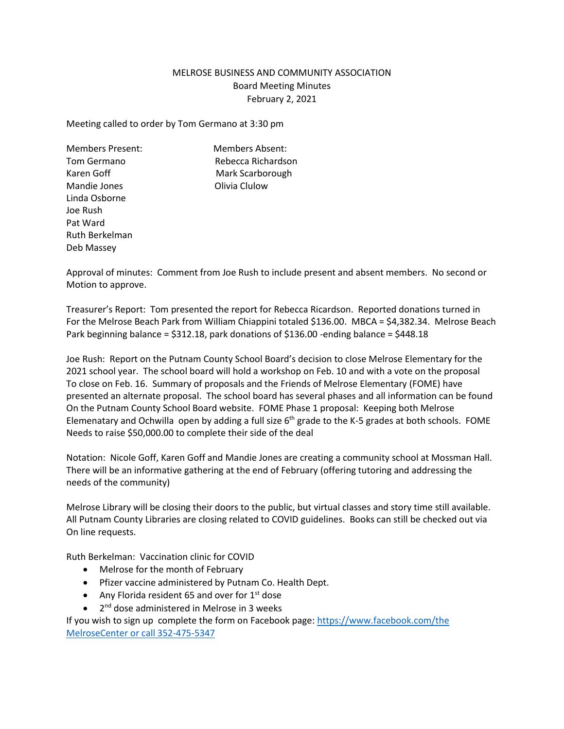MELROSE BUSINESS AND COMMUNITY ASSOCIATION
Board Meeting Minutes
February 2, 2021

Meeting called to order by Tom Germano at 3:30 pm

| Members Present: | Members Absent: |
|---|---|
| Tom Germano | Rebecca Richardson |
| Karen Goff | Mark Scarborough |
| Mandie Jones | Olivia Clulow |
| Linda Osborne | |
| Joe Rush | |
| Pat Ward | |
| Ruth Berkelman | |
| Deb Massey | |

Approval of minutes: Comment from Joe Rush to include present and absent members. No second or Motion to approve.

Treasurer's Report: Tom presented the report for Rebecca Ricardson. Reported donations turned in For the Melrose Beach Park from William Chiappini totaled $136.00. MBCA = $4,382.34. Melrose Beach Park beginning balance = $312.18, park donations of $136.00 -ending balance = $448.18

Joe Rush: Report on the Putnam County School Board's decision to close Melrose Elementary for the 2021 school year. The school board will hold a workshop on Feb. 10 and with a vote on the proposal To close on Feb. 16. Summary of proposals and the Friends of Melrose Elementary (FOME) have presented an alternate proposal. The school board has several phases and all information can be found On the Putnam County School Board website. FOME Phase 1 proposal: Keeping both Melrose Elemenatary and Ochwilla open by adding a full size 6th grade to the K-5 grades at both schools. FOME Needs to raise $50,000.00 to complete their side of the deal

Notation: Nicole Goff, Karen Goff and Mandie Jones are creating a community school at Mossman Hall. There will be an informative gathering at the end of February (offering tutoring and addressing the needs of the community)

Melrose Library will be closing their doors to the public, but virtual classes and story time still available. All Putnam County Libraries are closing related to COVID guidelines. Books can still be checked out via On line requests.

Ruth Berkelman: Vaccination clinic for COVID

- Melrose for the month of February
- Pfizer vaccine administered by Putnam Co. Health Dept.
- Any Florida resident 65 and over for 1st dose
- 2nd dose administered in Melrose in 3 weeks

If you wish to sign up complete the form on Facebook page: https://www.facebook.com/the MelroseCenter or call 352-475-5347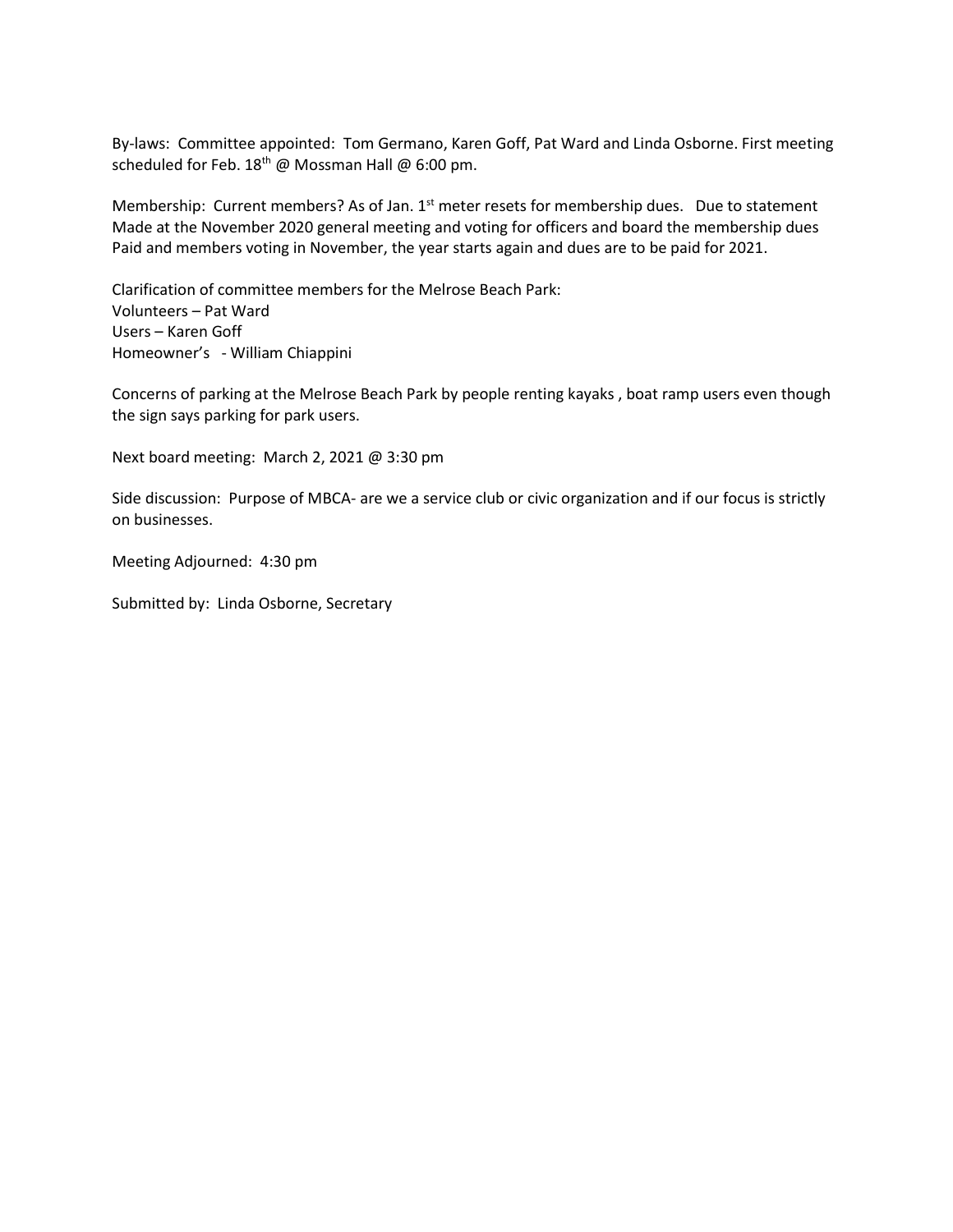By-laws: Committee appointed: Tom Germano, Karen Goff, Pat Ward and Linda Osborne. First meeting scheduled for Feb. 18th @ Mossman Hall @ 6:00 pm.

Membership: Current members? As of Jan. 1st meter resets for membership dues. Due to statement Made at the November 2020 general meeting and voting for officers and board the membership dues Paid and members voting in November, the year starts again and dues are to be paid for 2021.

Clarification of committee members for the Melrose Beach Park:
Volunteers – Pat Ward
Users – Karen Goff
Homeowner's - William Chiappini

Concerns of parking at the Melrose Beach Park by people renting kayaks , boat ramp users even though the sign says parking for park users.

Next board meeting: March 2, 2021 @ 3:30 pm

Side discussion: Purpose of MBCA- are we a service club or civic organization and if our focus is strictly on businesses.

Meeting Adjourned: 4:30 pm

Submitted by: Linda Osborne, Secretary